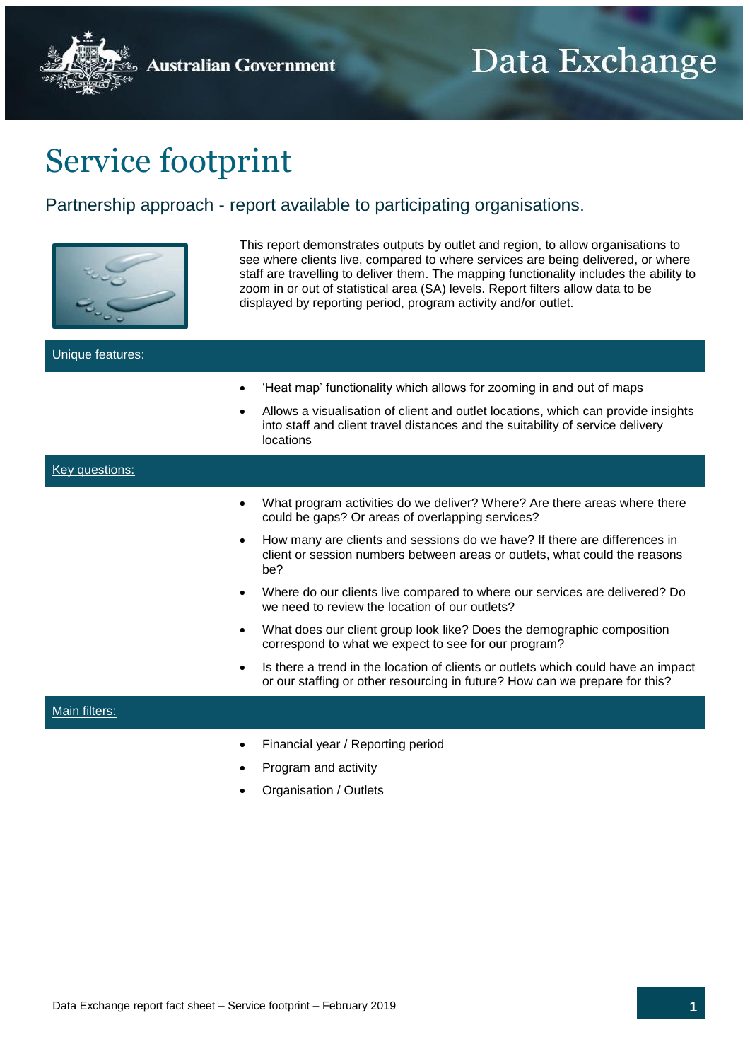# Service footprint

## Partnership approach - report available to participating organisations.

This report demonstrates outputs by outlet and region, to allow organisations to see where clients live, compared to where services are being delivered, or where staff are travelling to deliver them. The mapping functionality includes the ability to zoom in or out of statistical area (SA) levels. Report filters allow data to be displayed by reporting period, program activity and/or outlet.

### Unique features:

- 'Heat map' functionality which allows for zooming in and out of maps
- Allows a visualisation of client and outlet locations, which can provide insights into staff and client travel distances and the suitability of service delivery locations

### Key questions:

- What program activities do we deliver? Where? Are there areas where there could be gaps? Or areas of overlapping services?
- How many are clients and sessions do we have? If there are differences in client or session numbers between areas or outlets, what could the reasons be?
- Where do our clients live compared to where our services are delivered? Do we need to review the location of our outlets?
- What does our client group look like? Does the demographic composition correspond to what we expect to see for our program?
- Is there a trend in the location of clients or outlets which could have an impact or our staffing or other resourcing in future? How can we prepare for this?

### Main filters:

- Financial year / Reporting period
- Program and activity
- Organisation / Outlets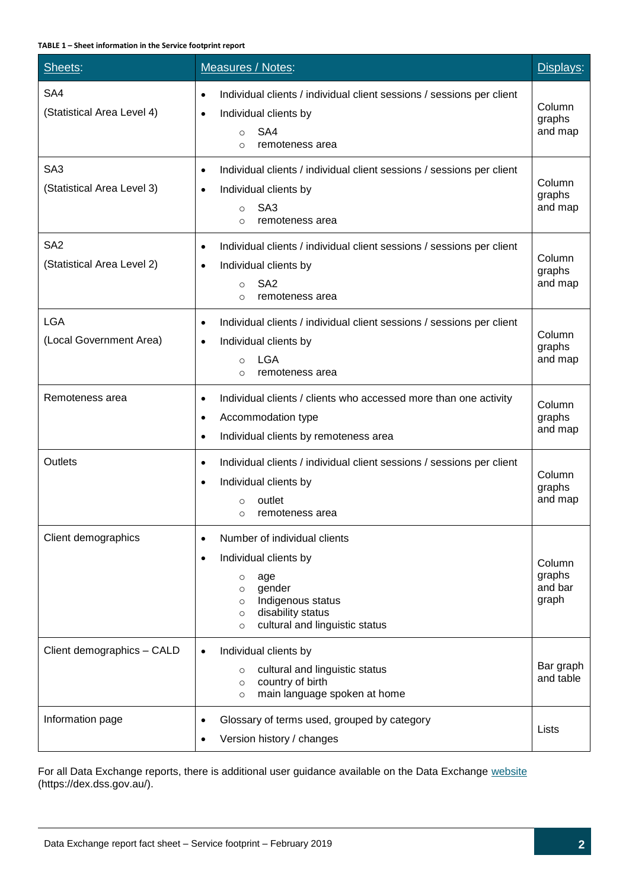**TABLE 1 – Sheet information in the Service footprint report**

| Sheets: | Measures / Notes: | Displays: |
|---|---|---|
| SA4 (Statistical Area Level 4) | • Individual clients / individual client sessions / sessions per client<br>• Individual clients by<br>  ○ SA4<br>  ○ remoteness area | Column graphs and map |
| SA3 (Statistical Area Level 3) | • Individual clients / individual client sessions / sessions per client<br>• Individual clients by<br>  ○ SA3<br>  ○ remoteness area | Column graphs and map |
| SA2 (Statistical Area Level 2) | • Individual clients / individual client sessions / sessions per client<br>• Individual clients by<br>  ○ SA2<br>  ○ remoteness area | Column graphs and map |
| LGA (Local Government Area) | • Individual clients / individual client sessions / sessions per client<br>• Individual clients by<br>  ○ LGA<br>  ○ remoteness area | Column graphs and map |
| Remoteness area | • Individual clients / clients who accessed more than one activity<br>• Accommodation type<br>• Individual clients by remoteness area | Column graphs and map |
| Outlets | • Individual clients / individual client sessions / sessions per client<br>• Individual clients by<br>  ○ outlet<br>  ○ remoteness area | Column graphs and map |
| Client demographics | • Number of individual clients<br>• Individual clients by<br>  ○ age<br>  ○ gender<br>  ○ Indigenous status<br>  ○ disability status<br>  ○ cultural and linguistic status | Column graphs and bar graph |
| Client demographics – CALD | • Individual clients by<br>  ○ cultural and linguistic status<br>  ○ country of birth<br>  ○ main language spoken at home | Bar graph and table |
| Information page | • Glossary of terms used, grouped by category<br>• Version history / changes | Lists |

For all Data Exchange reports, there is additional user guidance available on the Data Exchange website (https://dex.dss.gov.au/).